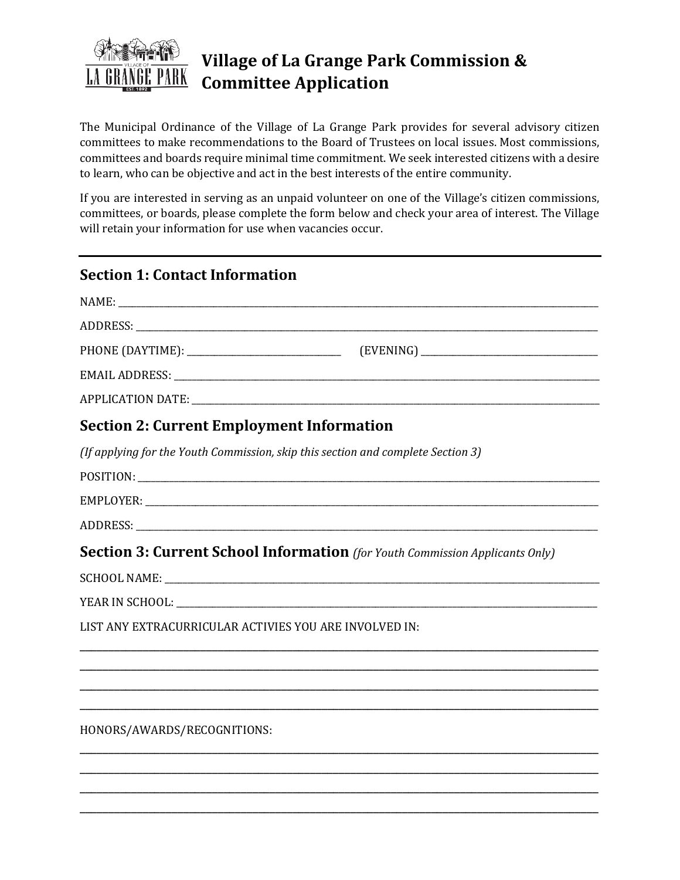# Village of La Grange Park Commission & Committee Application

The Municipal Ordinance of the Village of La Grange Park provides for several advisory citizen committees to make recommendations to the Board of Trustees on local issues. Most commissions, committees and boards require minimal time commitment. We seek interested citizens with a desire to learn, who can be objective and act in the best interests of the entire community.

If you are interested in serving as an unpaid volunteer on one of the Village's citizen commissions, committees, or boards, please complete the form below and check your area of interest. The Village will retain your information for use when vacancies occur.

---

## Section 1: Contact Information

NAME: ______________________________________________

ADDRESS: ______________________________________________

PHONE (DAYTIME): ____________________ (EVENING) ____________________

EMAIL ADDRESS: ______________________________________________

APPLICATION DATE: ______________________________________________

## Section 2: Current Employment Information

*(If applying for the Youth Commission, skip this section and complete Section 3)*

POSITION: ______________________________________________

EMPLOYER: ______________________________________________

ADDRESS: ______________________________________________

## Section 3: Current School Information *(for Youth Commission Applicants Only)*

SCHOOL NAME: ______________________________________________

YEAR IN SCHOOL: ______________________________________________

LIST ANY EXTRACURRICULAR ACTIVIES YOU ARE INVOLVED IN:

______________________________________________

______________________________________________

______________________________________________

______________________________________________

HONORS/AWARDS/RECOGNITIONS:

______________________________________________

______________________________________________

______________________________________________

______________________________________________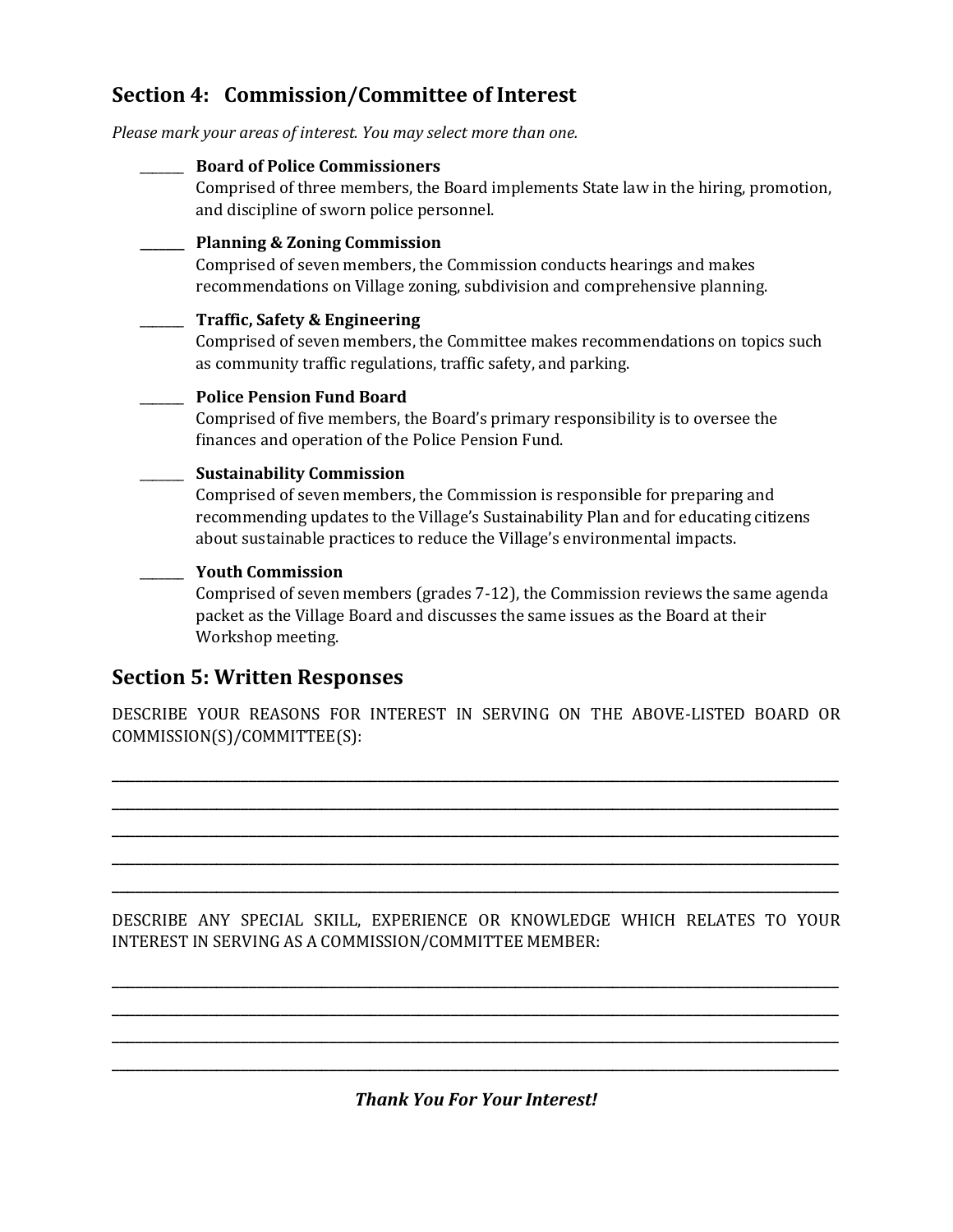## Section 4: Commission/Committee of Interest

*Please mark your areas of interest. You may select more than one.*

_______ **Board of Police Commissioners**
Comprised of three members, the Board implements State law in the hiring, promotion, and discipline of sworn police personnel.

_______ **Planning & Zoning Commission**
Comprised of seven members, the Commission conducts hearings and makes recommendations on Village zoning, subdivision and comprehensive planning.

_______ **Traffic, Safety & Engineering**
Comprised of seven members, the Committee makes recommendations on topics such as community traffic regulations, traffic safety, and parking.

_______ **Police Pension Fund Board**
Comprised of five members, the Board's primary responsibility is to oversee the finances and operation of the Police Pension Fund.

_______ **Sustainability Commission**
Comprised of seven members, the Commission is responsible for preparing and recommending updates to the Village's Sustainability Plan and for educating citizens about sustainable practices to reduce the Village's environmental impacts.

_______ **Youth Commission**
Comprised of seven members (grades 7-12), the Commission reviews the same agenda packet as the Village Board and discusses the same issues as the Board at their Workshop meeting.

## Section 5: Written Responses

DESCRIBE YOUR REASONS FOR INTEREST IN SERVING ON THE ABOVE-LISTED BOARD OR COMMISSION(S)/COMMITTEE(S):

_______________________________________________________________________________

_______________________________________________________________________________

_______________________________________________________________________________

_______________________________________________________________________________

_______________________________________________________________________________

DESCRIBE ANY SPECIAL SKILL, EXPERIENCE OR KNOWLEDGE WHICH RELATES TO YOUR INTEREST IN SERVING AS A COMMISSION/COMMITTEE MEMBER:

_______________________________________________________________________________

_______________________________________________________________________________

_______________________________________________________________________________

_______________________________________________________________________________

***Thank You For Your Interest!***